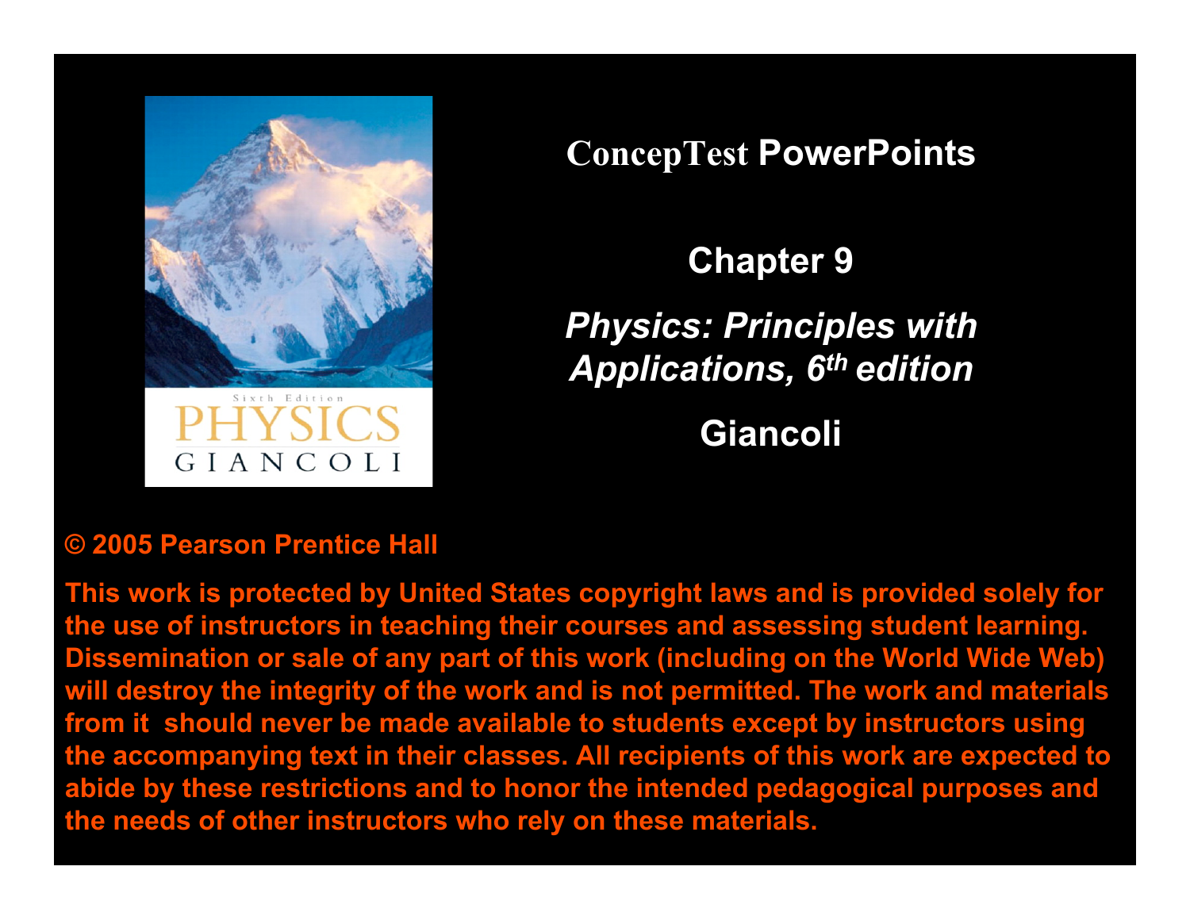# ConcepTest PowerPoints

## Chapter 9

## *Physics: Principles with Applications, 6th edition*

## Giancoli

**© 2005 Pearson Prentice Hall**

**This work is protected by United States copyright laws and is provided solely for the use of instructors in teaching their courses and assessing student learning. Dissemination or sale of any part of this work (including on the World Wide Web) will destroy the integrity of the work and is not permitted. The work and materials from it should never be made available to students except by instructors using the accompanying text in their classes. All recipients of this work are expected to abide by these restrictions and to honor the intended pedagogical purposes and the needs of other instructors who rely on these materials.**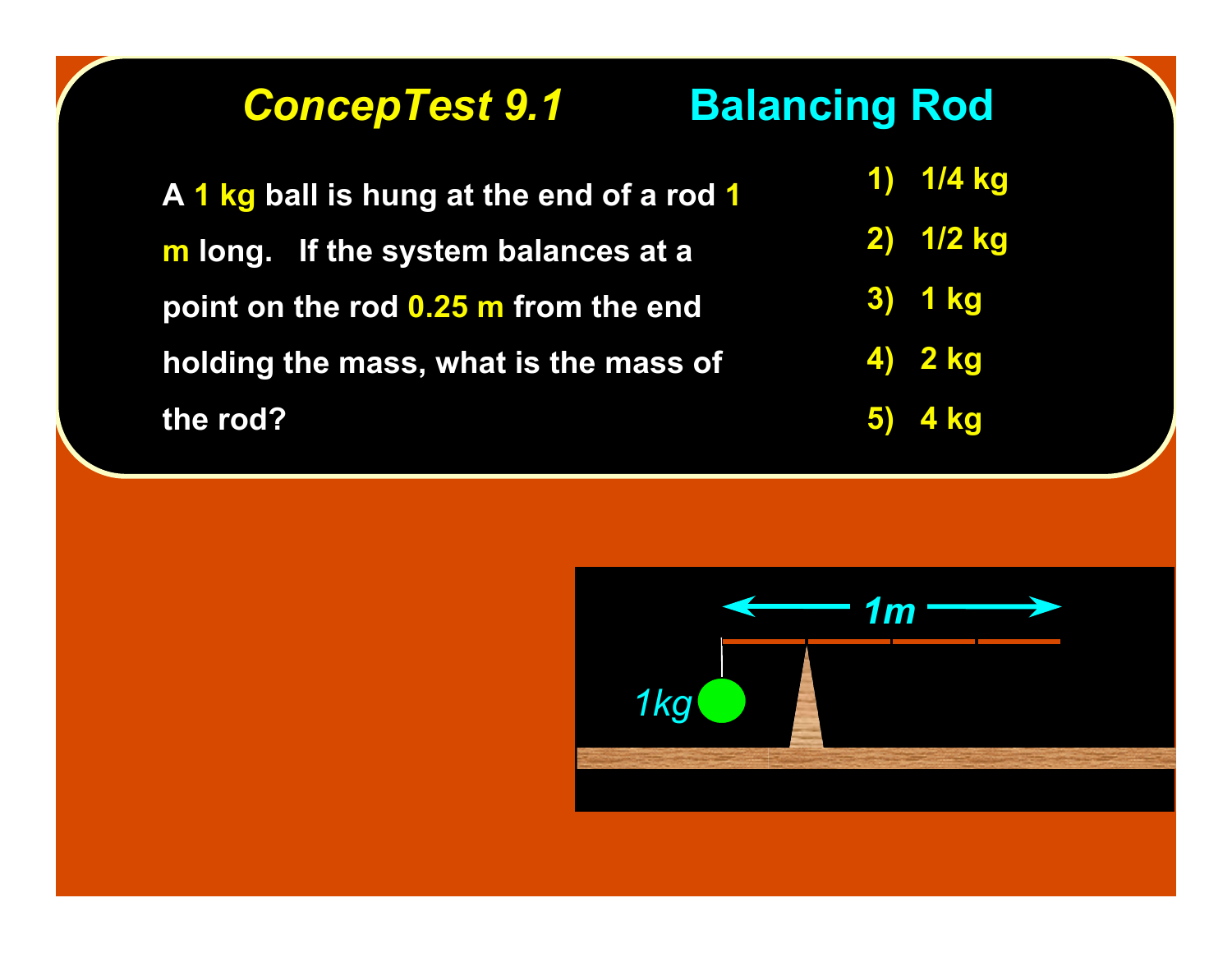# *ConcepTest 9.1* Balancing Rod

A **1 kg** ball is hung at the end of a rod **1 m** long. If the system balances at a point on the rod **0.25 m** from the end holding the mass, what is the mass of the rod?

1) 1/4 kg
2) 1/2 kg
3) 1 kg
4) 2 kg
5) 4 kg

1m

1kg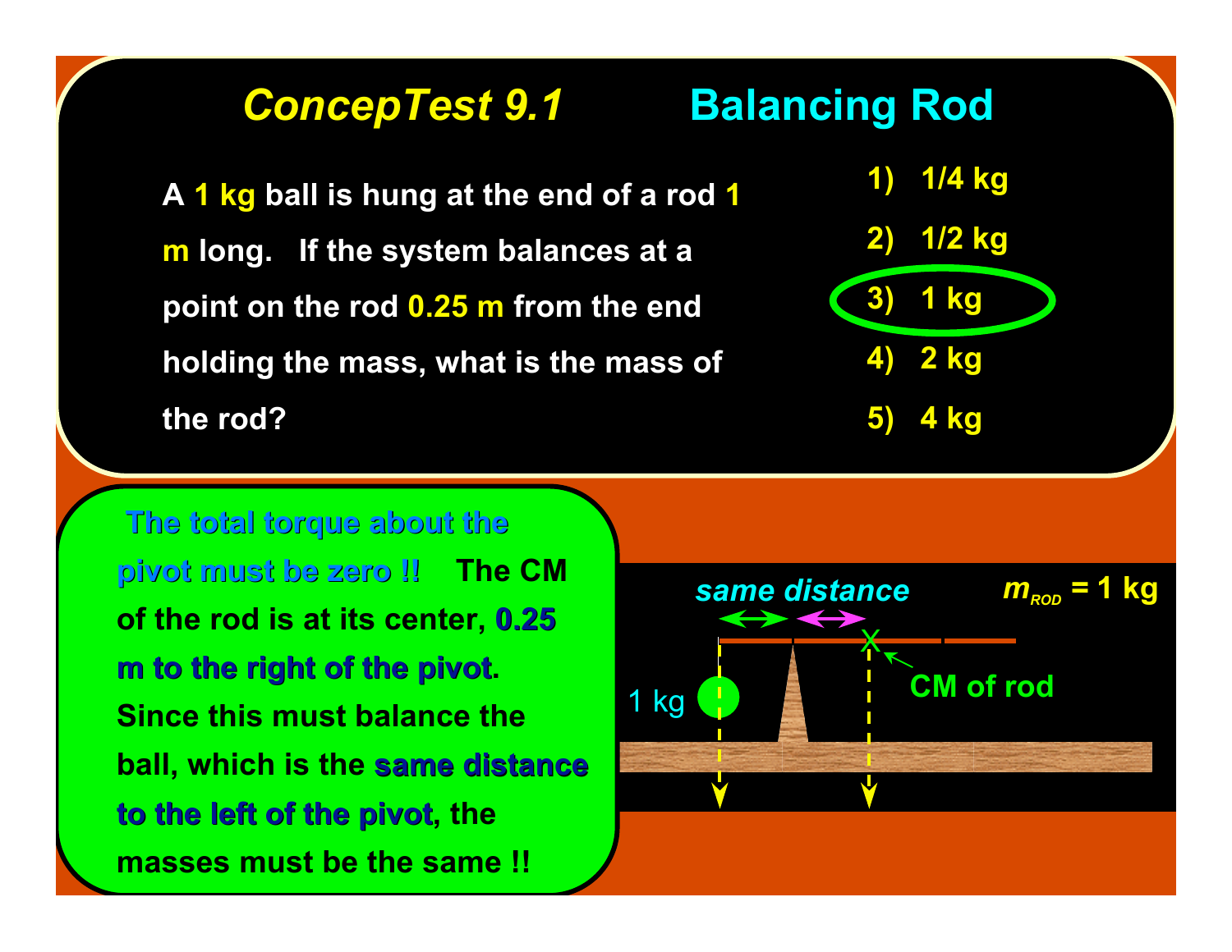## *ConcepTest 9.1* Balancing Rod

A **1 kg** ball is hung at the end of a rod **1 m** long. If the system balances at a point on the rod **0.25 m** from the end holding the mass, what is the mass of the rod?

1) 1/4 kg
2) 1/2 kg
3) **1 kg**
4) 2 kg
5) 4 kg

**The total torque about the pivot must be zero !!** The CM of the rod is at its center, **0.25 m to the right of the pivot**. Since this must balance the ball, which is the **same distance to the left of the pivot**, the masses must be the same !!

*same distance*

$m_{ROD}$ = 1 kg

1 kg

CM of rod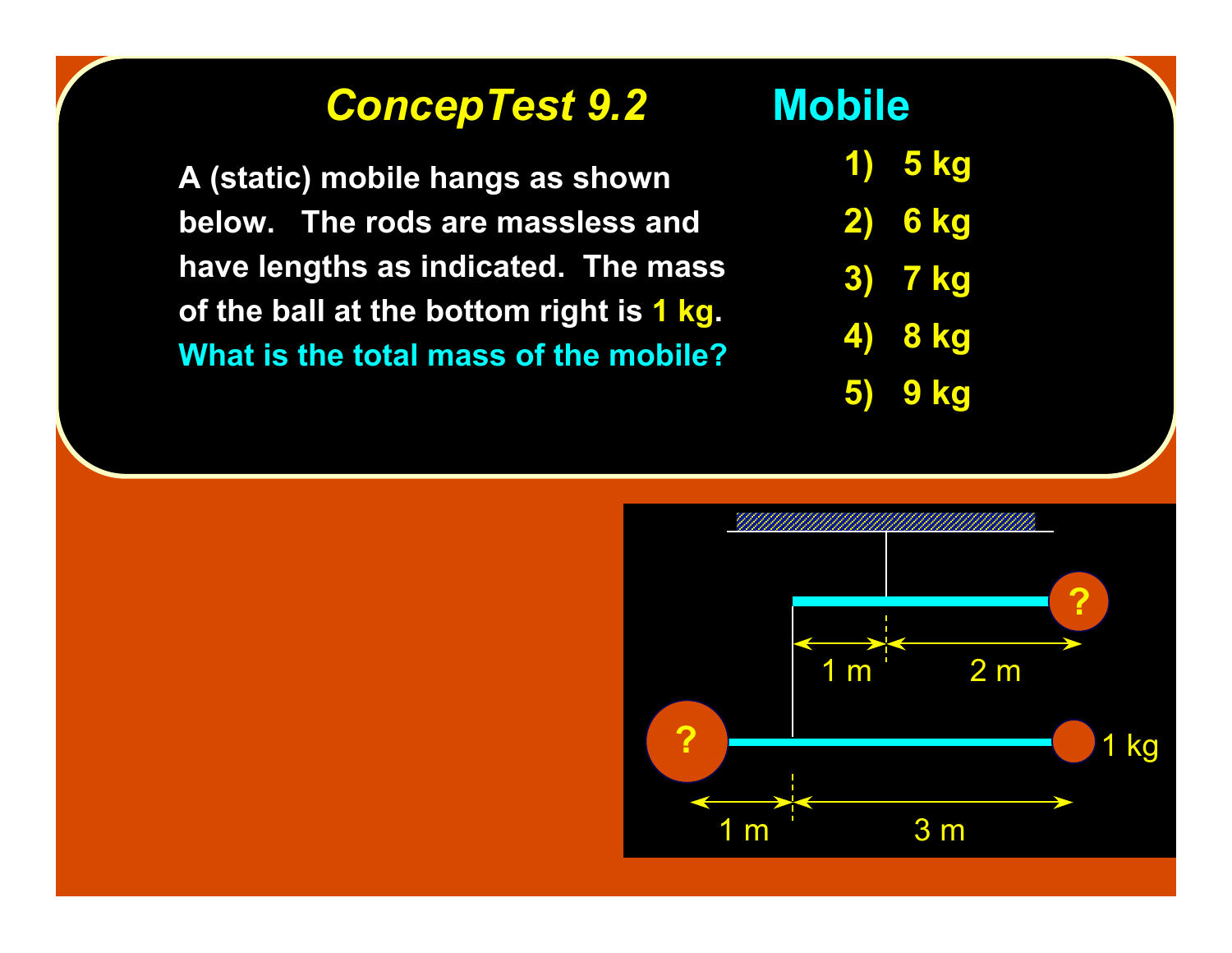# *ConcepTest 9.2* Mobile

A (static) mobile hangs as shown below. The rods are massless and have lengths as indicated. The mass of the ball at the bottom right is 1 kg. **What is the total mass of the mobile?**

1) 5 kg
2) 6 kg
3) 7 kg
4) 8 kg
5) 9 kg

?

1 m    2 m

?    1 kg

1 m    3 m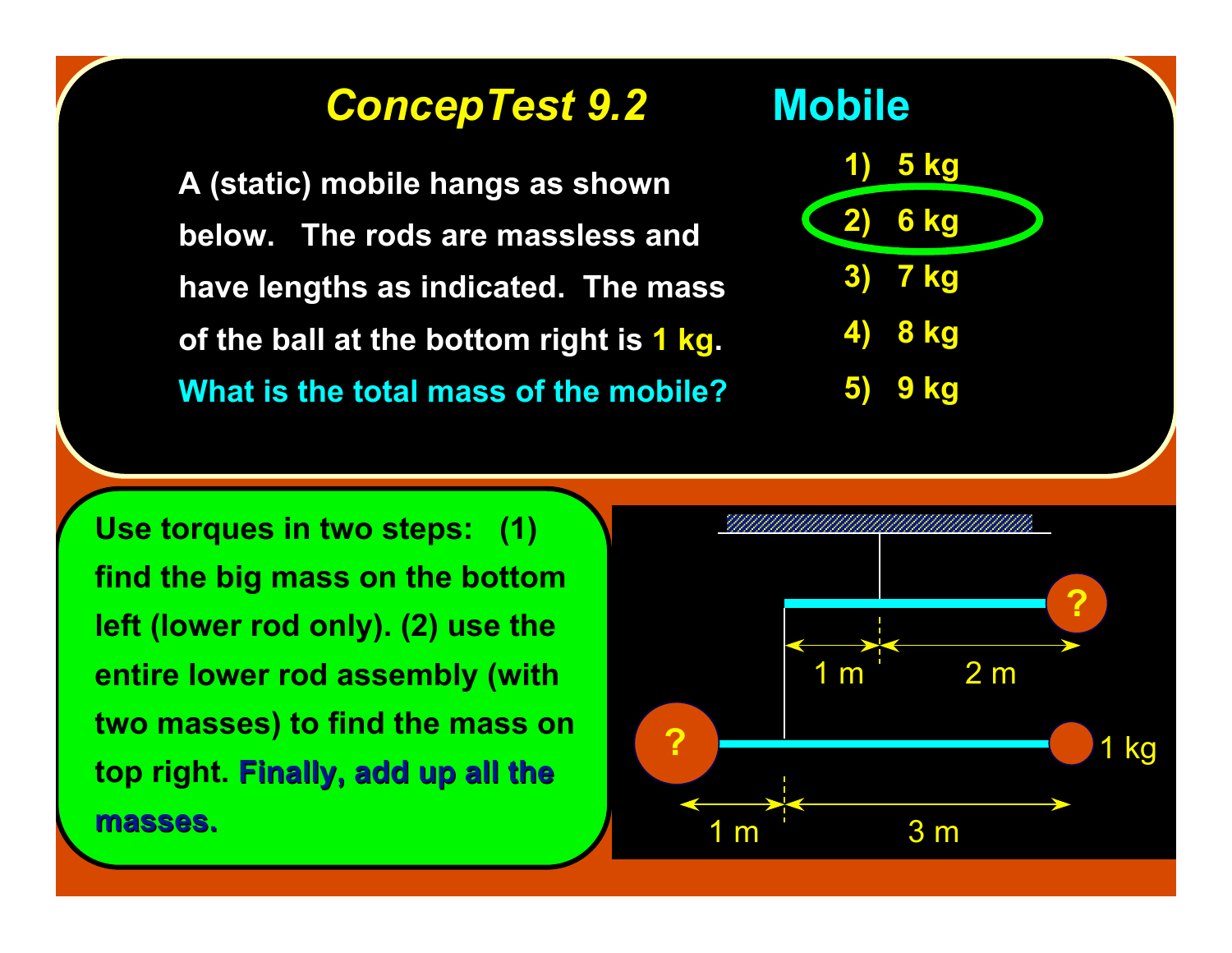# *ConcepTest 9.2* Mobile

A (static) mobile hangs as shown below. The rods are massless and have lengths as indicated. The mass of the ball at the bottom right is **1 kg**. **What is the total mass of the mobile?**

1) 5 kg
2) 6 kg
3) 7 kg
4) 8 kg
5) 9 kg

Use torques in two steps: (1) find the big mass on the bottom left (lower rod only). (2) use the entire lower rod assembly (with two masses) to find the mass on top right. **Finally, add up all the masses.**

?

1 m 2 m

?

1 kg

1 m 3 m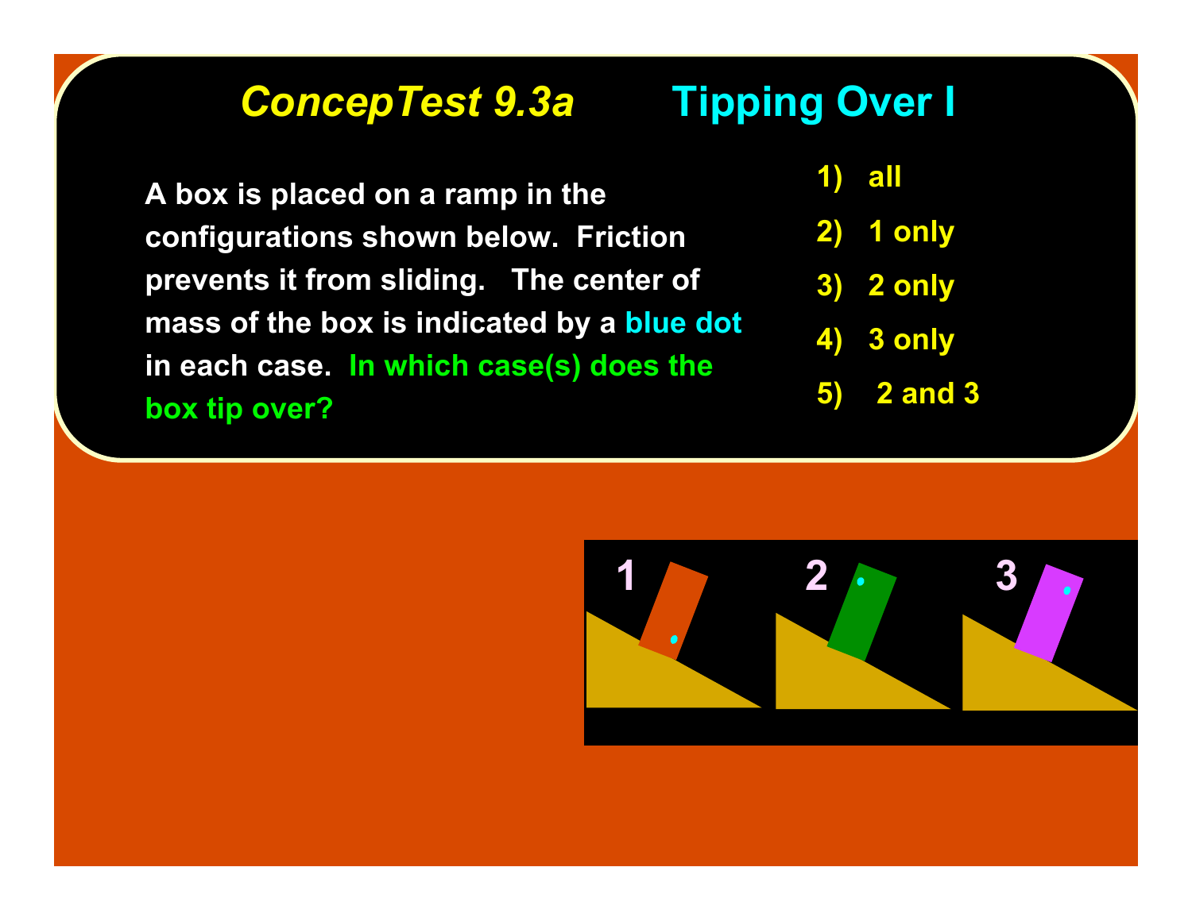# *ConcepTest 9.3a* Tipping Over I

A box is placed on a ramp in the configurations shown below. Friction prevents it from sliding. The center of mass of the box is indicated by a blue dot in each case. **In which case(s) does the box tip over?**

1) all
2) 1 only
3) 2 only
4) 3 only
5) 2 and 3

1 2 3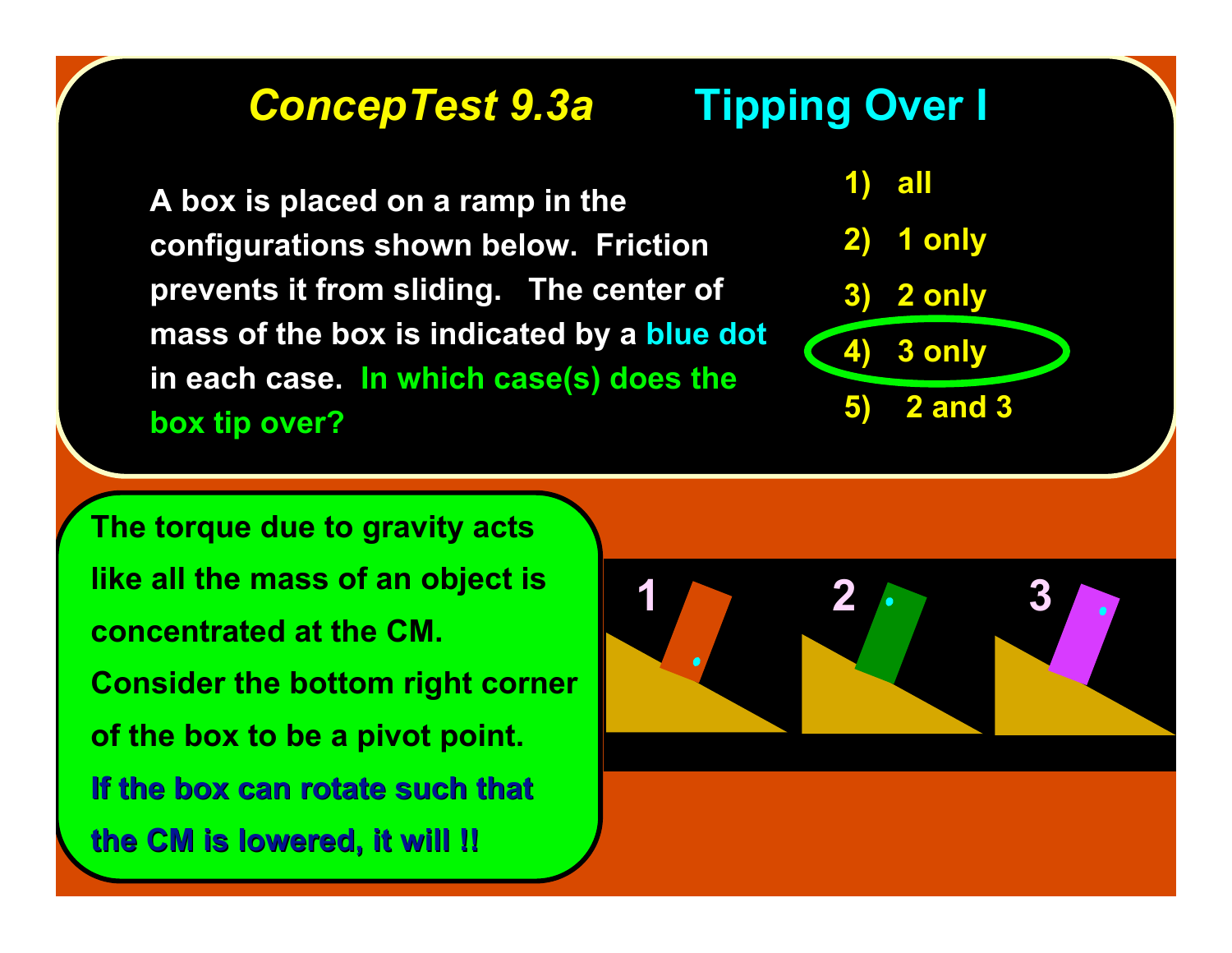# *ConcepTest 9.3a* Tipping Over I

A box is placed on a ramp in the configurations shown below. Friction prevents it from sliding. The center of mass of the box is indicated by a blue dot in each case. **In which case(s) does the box tip over?**

1) all
2) 1 only
3) 2 only
4) 3 only
5) 2 and 3

The torque due to gravity acts like all the mass of an object is concentrated at the CM. Consider the bottom right corner of the box to be a pivot point.

**If the box can rotate such that the CM is lowered, it will !!**

1 2 3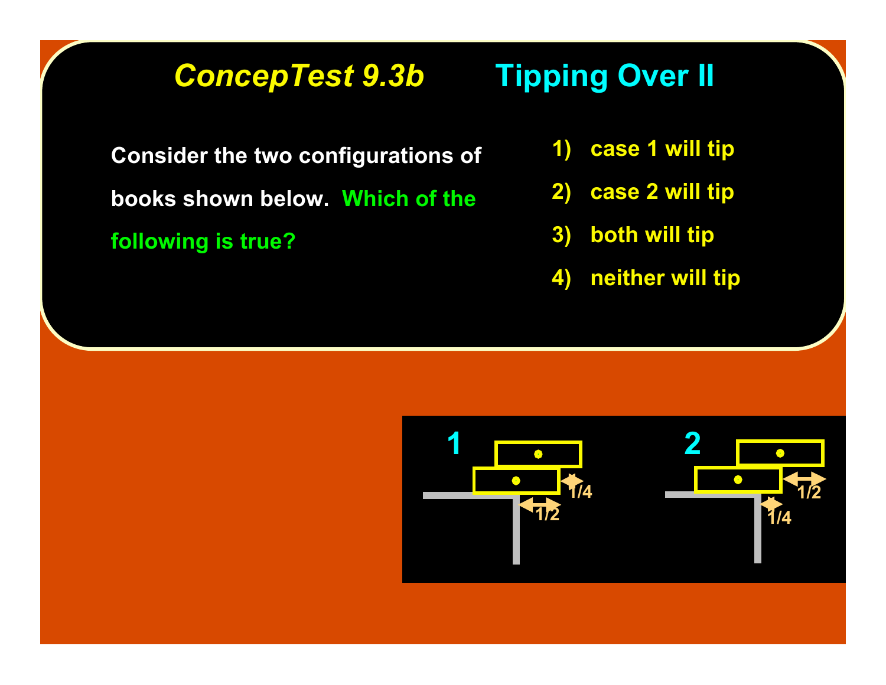# *ConcepTest 9.3b* Tipping Over II

Consider the two configurations of books shown below. **Which of the following is true?**

1) case 1 will tip
2) case 2 will tip
3) both will tip
4) neither will tip

1

1/4

1/2

2

1/2

1/4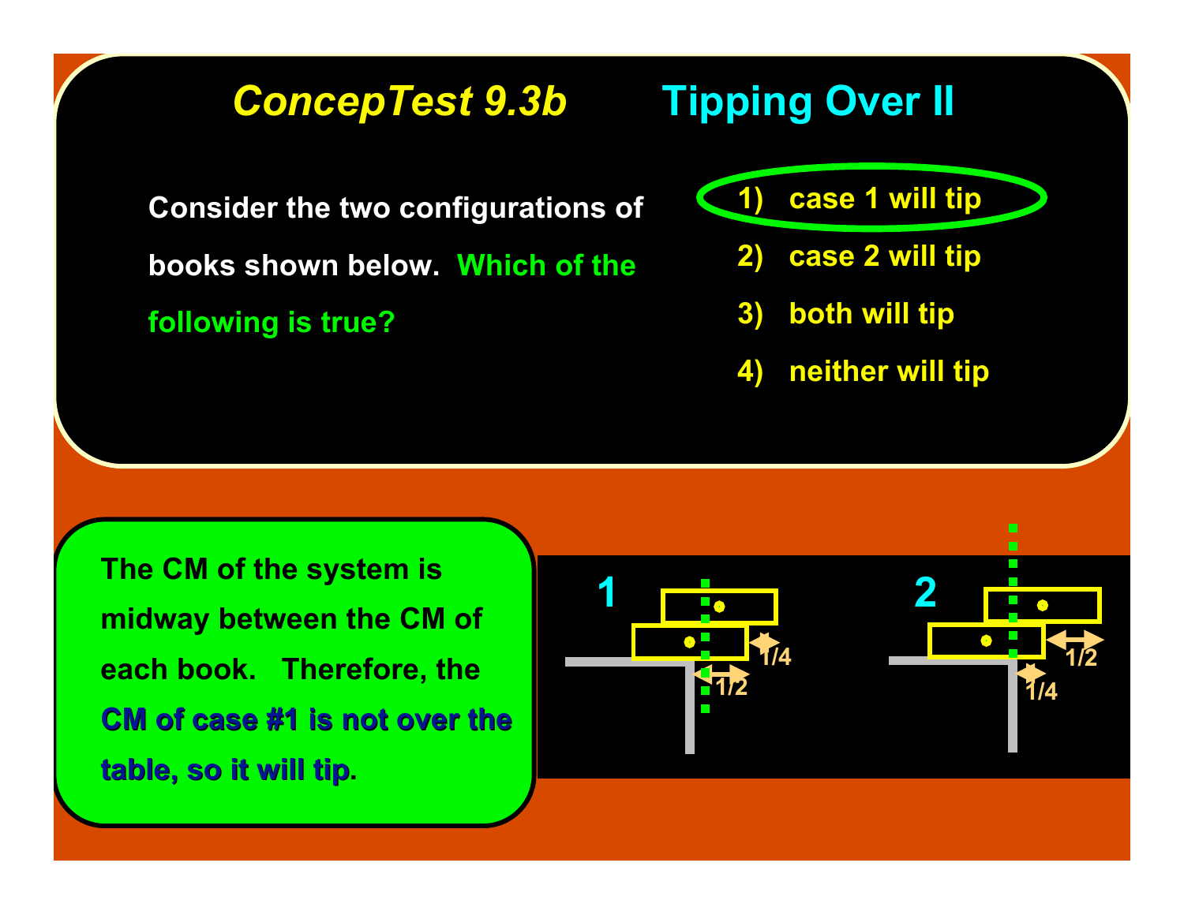# *ConcepTest 9.3b* Tipping Over II

Consider the two configurations of books shown below. Which of the following is true?

1) case 1 will tip
2) case 2 will tip
3) both will tip
4) neither will tip

The CM of the system is midway between the CM of each book. Therefore, the **CM of case #1 is not over the table, so it will tip.**

1

1/4

1/2

2

1/2

1/4